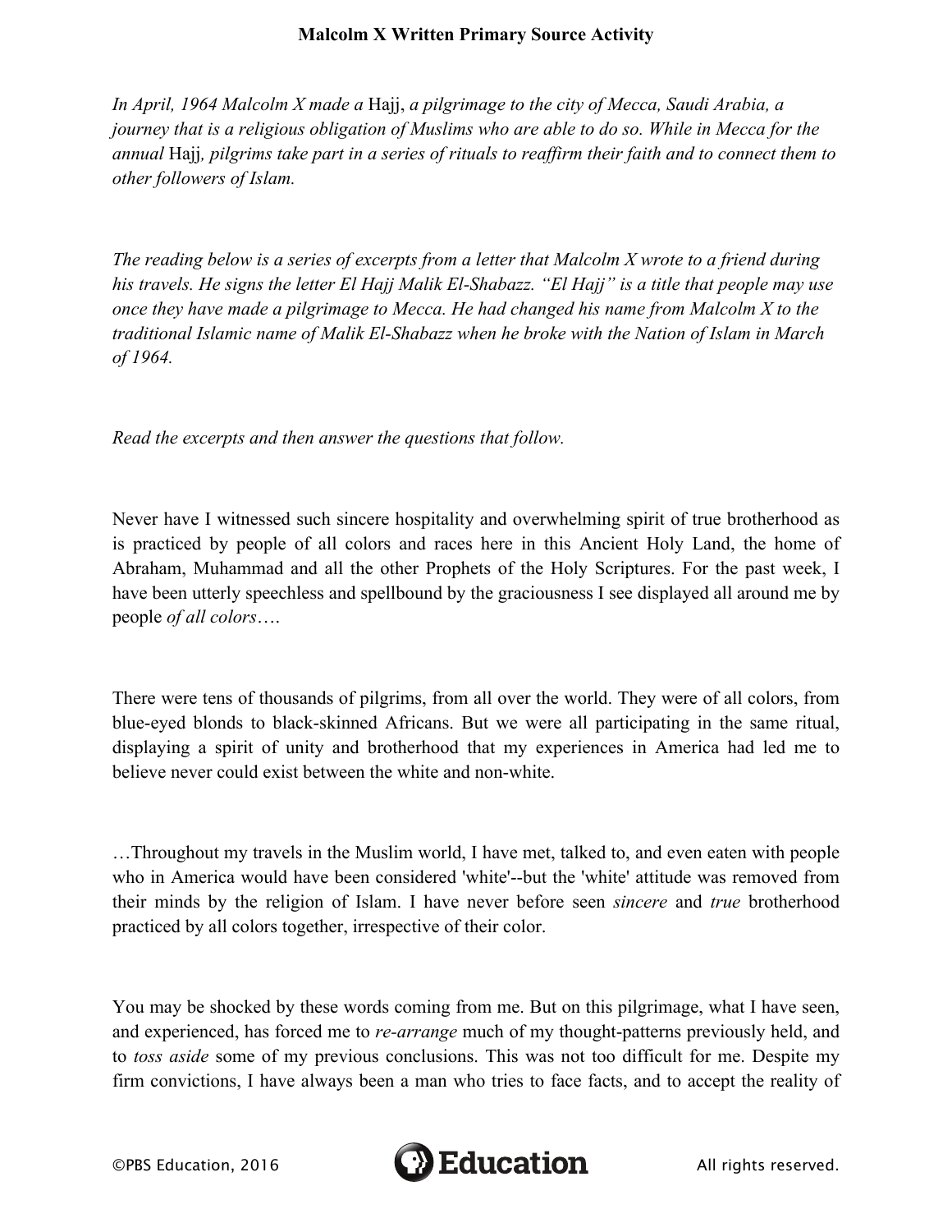# Malcolm X Written Primary Source Activity

*In April, 1964 Malcolm X made a* Hajj, *a pilgrimage to the city of Mecca, Saudi Arabia, a journey that is a religious obligation of Muslims who are able to do so. While in Mecca for the annual* Hajj*, pilgrims take part in a series of rituals to reaffirm their faith and to connect them to other followers of Islam.*

*The reading below is a series of excerpts from a letter that Malcolm X wrote to a friend during his travels. He signs the letter El Hajj Malik El-Shabazz. "El Hajj" is a title that people may use once they have made a pilgrimage to Mecca. He had changed his name from Malcolm X to the traditional Islamic name of Malik El-Shabazz when he broke with the Nation of Islam in March of 1964.*

*Read the excerpts and then answer the questions that follow.*

Never have I witnessed such sincere hospitality and overwhelming spirit of true brotherhood as is practiced by people of all colors and races here in this Ancient Holy Land, the home of Abraham, Muhammad and all the other Prophets of the Holy Scriptures. For the past week, I have been utterly speechless and spellbound by the graciousness I see displayed all around me by people *of all colors*….

There were tens of thousands of pilgrims, from all over the world. They were of all colors, from blue-eyed blonds to black-skinned Africans. But we were all participating in the same ritual, displaying a spirit of unity and brotherhood that my experiences in America had led me to believe never could exist between the white and non-white.

…Throughout my travels in the Muslim world, I have met, talked to, and even eaten with people who in America would have been considered 'white'--but the 'white' attitude was removed from their minds by the religion of Islam. I have never before seen *sincere* and *true* brotherhood practiced by all colors together, irrespective of their color.

You may be shocked by these words coming from me. But on this pilgrimage, what I have seen, and experienced, has forced me to *re-arrange* much of my thought-patterns previously held, and to *toss aside* some of my previous conclusions. This was not too difficult for me. Despite my firm convictions, I have always been a man who tries to face facts, and to accept the reality of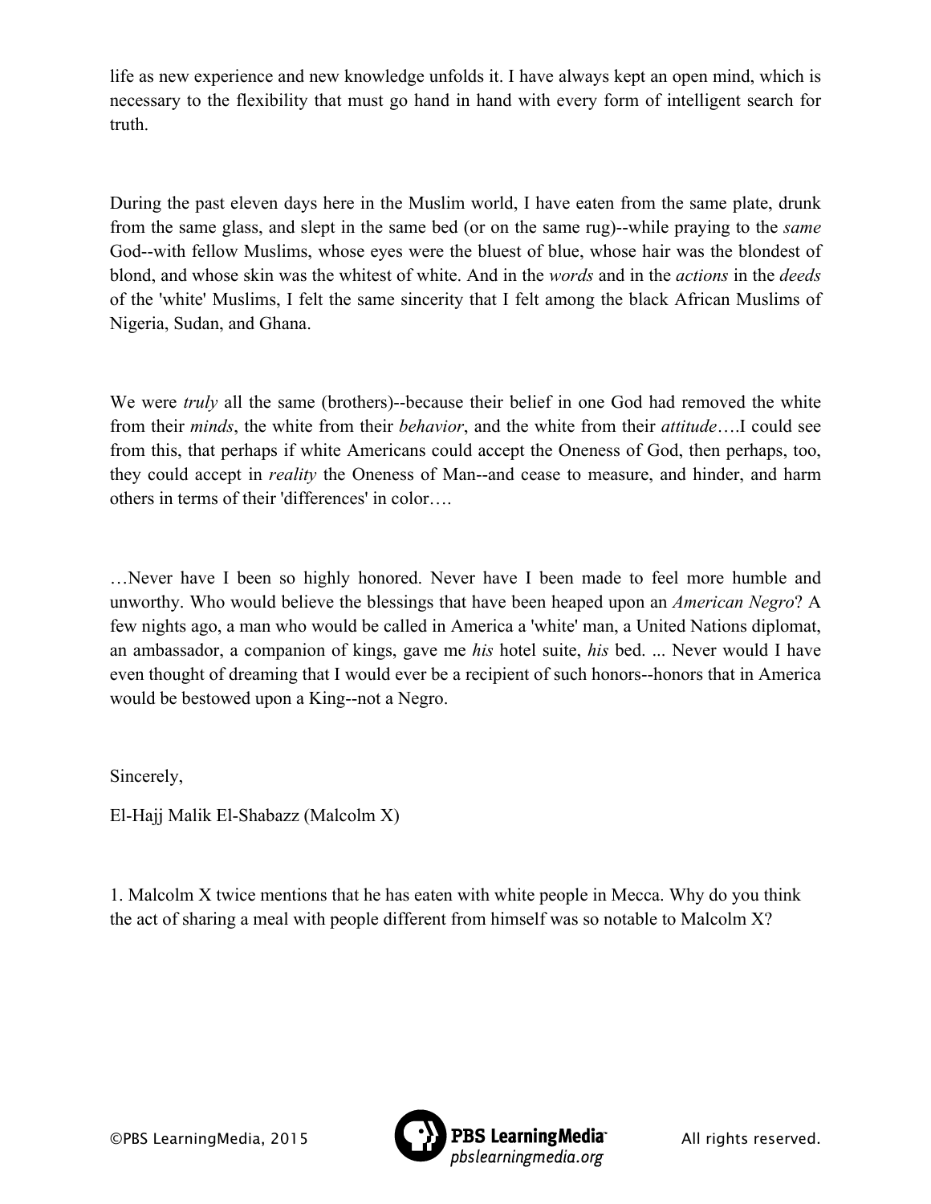life as new experience and new knowledge unfolds it. I have always kept an open mind, which is necessary to the flexibility that must go hand in hand with every form of intelligent search for truth.

During the past eleven days here in the Muslim world, I have eaten from the same plate, drunk from the same glass, and slept in the same bed (or on the same rug)--while praying to the *same* God--with fellow Muslims, whose eyes were the bluest of blue, whose hair was the blondest of blond, and whose skin was the whitest of white. And in the *words* and in the *actions* in the *deeds* of the 'white' Muslims, I felt the same sincerity that I felt among the black African Muslims of Nigeria, Sudan, and Ghana.

We were *truly* all the same (brothers)--because their belief in one God had removed the white from their *minds*, the white from their *behavior*, and the white from their *attitude*….I could see from this, that perhaps if white Americans could accept the Oneness of God, then perhaps, too, they could accept in *reality* the Oneness of Man--and cease to measure, and hinder, and harm others in terms of their 'differences' in color….

…Never have I been so highly honored. Never have I been made to feel more humble and unworthy. Who would believe the blessings that have been heaped upon an *American Negro*? A few nights ago, a man who would be called in America a 'white' man, a United Nations diplomat, an ambassador, a companion of kings, gave me *his* hotel suite, *his* bed. ... Never would I have even thought of dreaming that I would ever be a recipient of such honors--honors that in America would be bestowed upon a King--not a Negro.

Sincerely,

El-Hajj Malik El-Shabazz (Malcolm X)

1. Malcolm X twice mentions that he has eaten with white people in Mecca. Why do you think the act of sharing a meal with people different from himself was so notable to Malcolm X?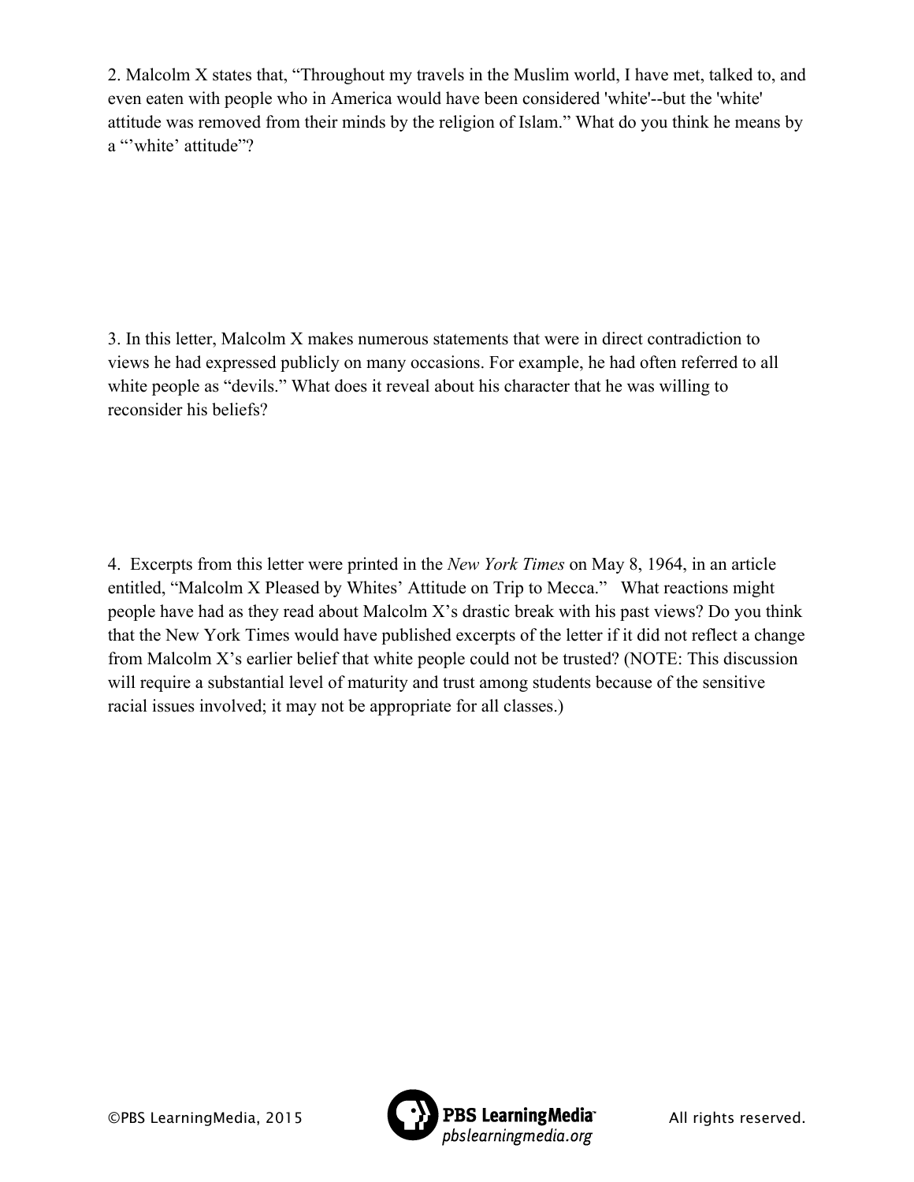2. Malcolm X states that, “Throughout my travels in the Muslim world, I have met, talked to, and even eaten with people who in America would have been considered 'white'--but the 'white' attitude was removed from their minds by the religion of Islam.” What do you think he means by a “’white’ attitude”?

3. In this letter, Malcolm X makes numerous statements that were in direct contradiction to views he had expressed publicly on many occasions. For example, he had often referred to all white people as “devils.” What does it reveal about his character that he was willing to reconsider his beliefs?

4. Excerpts from this letter were printed in the *New York Times* on May 8, 1964, in an article entitled, “Malcolm X Pleased by Whites’ Attitude on Trip to Mecca.” What reactions might people have had as they read about Malcolm X’s drastic break with his past views? Do you think that the New York Times would have published excerpts of the letter if it did not reflect a change from Malcolm X’s earlier belief that white people could not be trusted? (NOTE: This discussion will require a substantial level of maturity and trust among students because of the sensitive racial issues involved; it may not be appropriate for all classes.)

©PBS LearningMedia, 2015 PBS LearningMedia pbslearningmedia.org All rights reserved.